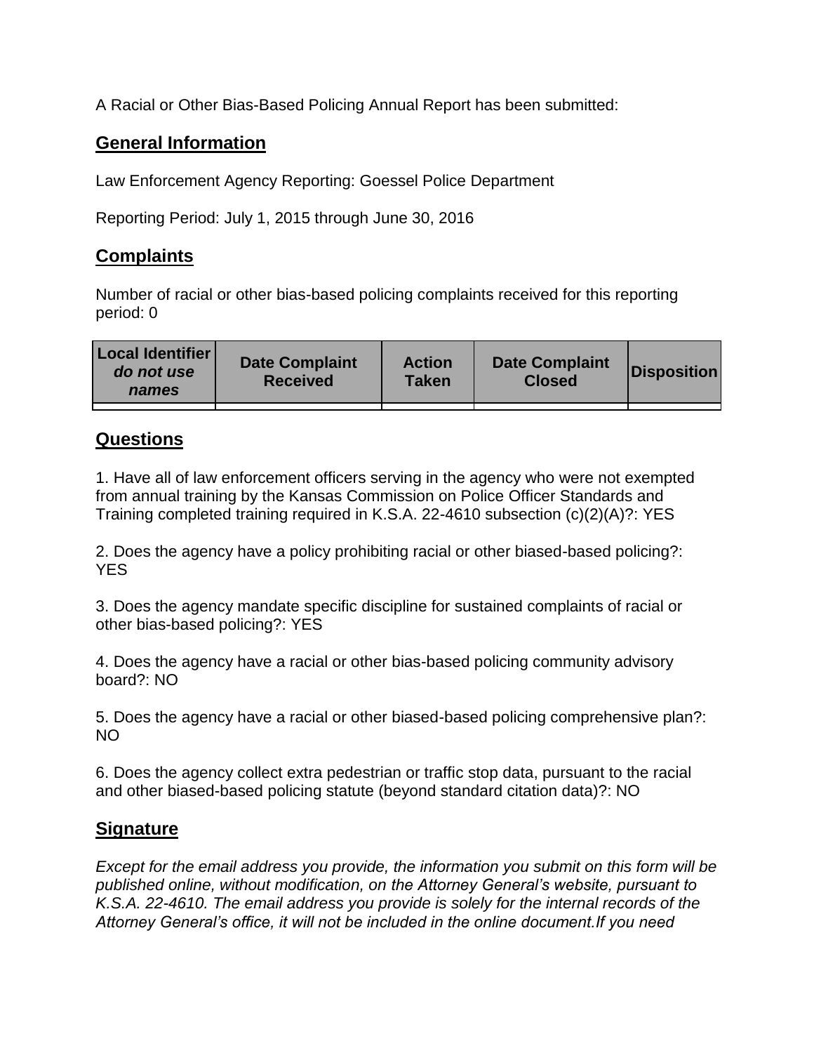A Racial or Other Bias-Based Policing Annual Report has been submitted:

## General Information

Law Enforcement Agency Reporting: Goessel Police Department

Reporting Period: July 1, 2015 through June 30, 2016

## Complaints

Number of racial or other bias-based policing complaints received for this reporting period: 0

| **Local Identifier** ***do not use names*** | **Date Complaint Received** | **Action Taken** | **Date Complaint Closed** | **Disposition** |
|---|---|---|---|---|
| | | | | |

## Questions

1. Have all of law enforcement officers serving in the agency who were not exempted from annual training by the Kansas Commission on Police Officer Standards and Training completed training required in K.S.A. 22-4610 subsection (c)(2)(A)?: YES

2. Does the agency have a policy prohibiting racial or other biased-based policing?: YES

3. Does the agency mandate specific discipline for sustained complaints of racial or other bias-based policing?: YES

4. Does the agency have a racial or other bias-based policing community advisory board?: NO

5. Does the agency have a racial or other biased-based policing comprehensive plan?: NO

6. Does the agency collect extra pedestrian or traffic stop data, pursuant to the racial and other biased-based policing statute (beyond standard citation data)?: NO

## Signature

*Except for the email address you provide, the information you submit on this form will be published online, without modification, on the Attorney General's website, pursuant to K.S.A. 22-4610. The email address you provide is solely for the internal records of the Attorney General's office, it will not be included in the online document.If you need*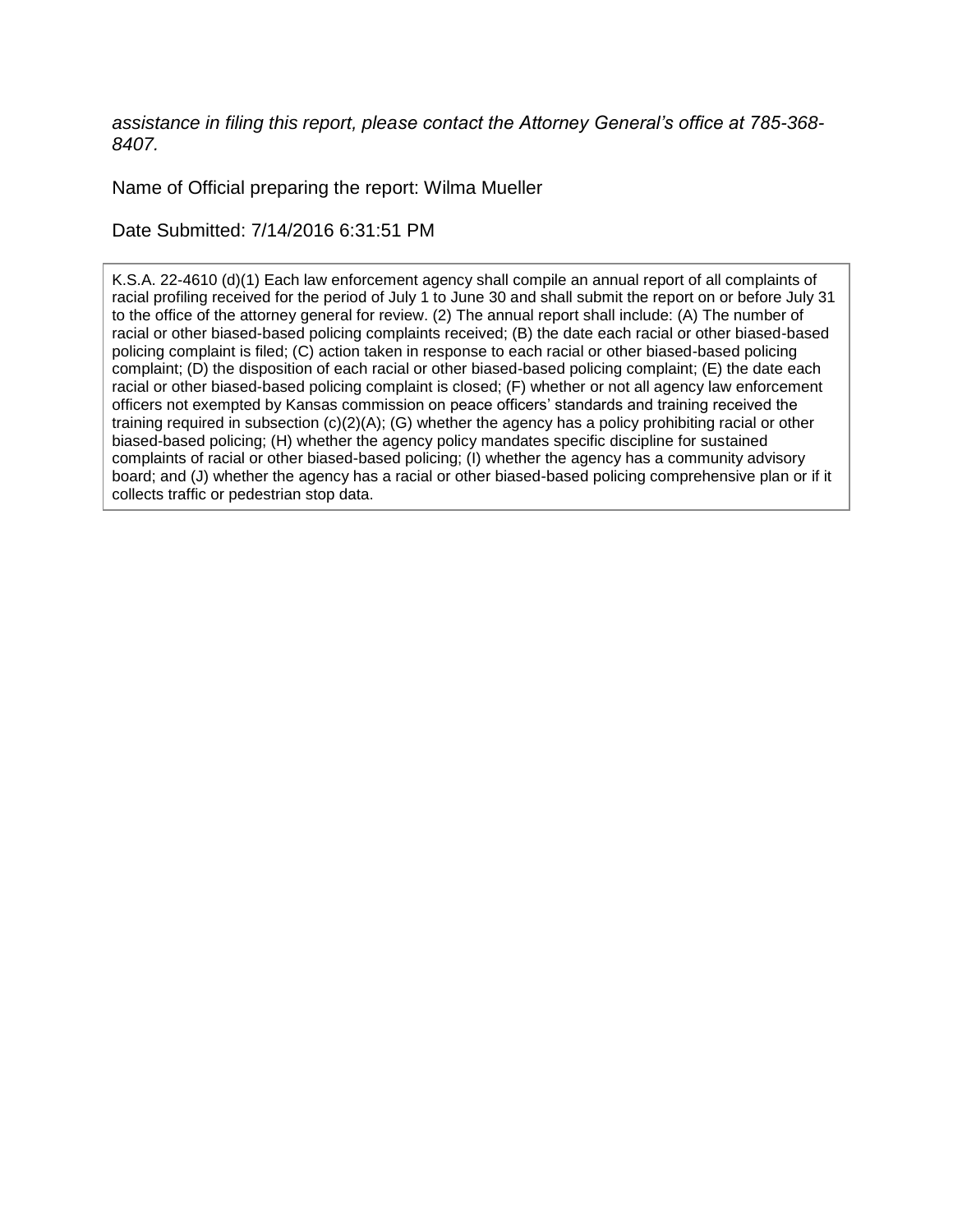*assistance in filing this report, please contact the Attorney General's office at 785-368-8407.*

Name of Official preparing the report: Wilma Mueller

Date Submitted: 7/14/2016 6:31:51 PM

K.S.A. 22-4610 (d)(1) Each law enforcement agency shall compile an annual report of all complaints of racial profiling received for the period of July 1 to June 30 and shall submit the report on or before July 31 to the office of the attorney general for review. (2) The annual report shall include: (A) The number of racial or other biased-based policing complaints received; (B) the date each racial or other biased-based policing complaint is filed; (C) action taken in response to each racial or other biased-based policing complaint; (D) the disposition of each racial or other biased-based policing complaint; (E) the date each racial or other biased-based policing complaint is closed; (F) whether or not all agency law enforcement officers not exempted by Kansas commission on peace officers' standards and training received the training required in subsection (c)(2)(A); (G) whether the agency has a policy prohibiting racial or other biased-based policing; (H) whether the agency policy mandates specific discipline for sustained complaints of racial or other biased-based policing; (I) whether the agency has a community advisory board; and (J) whether the agency has a racial or other biased-based policing comprehensive plan or if it collects traffic or pedestrian stop data.